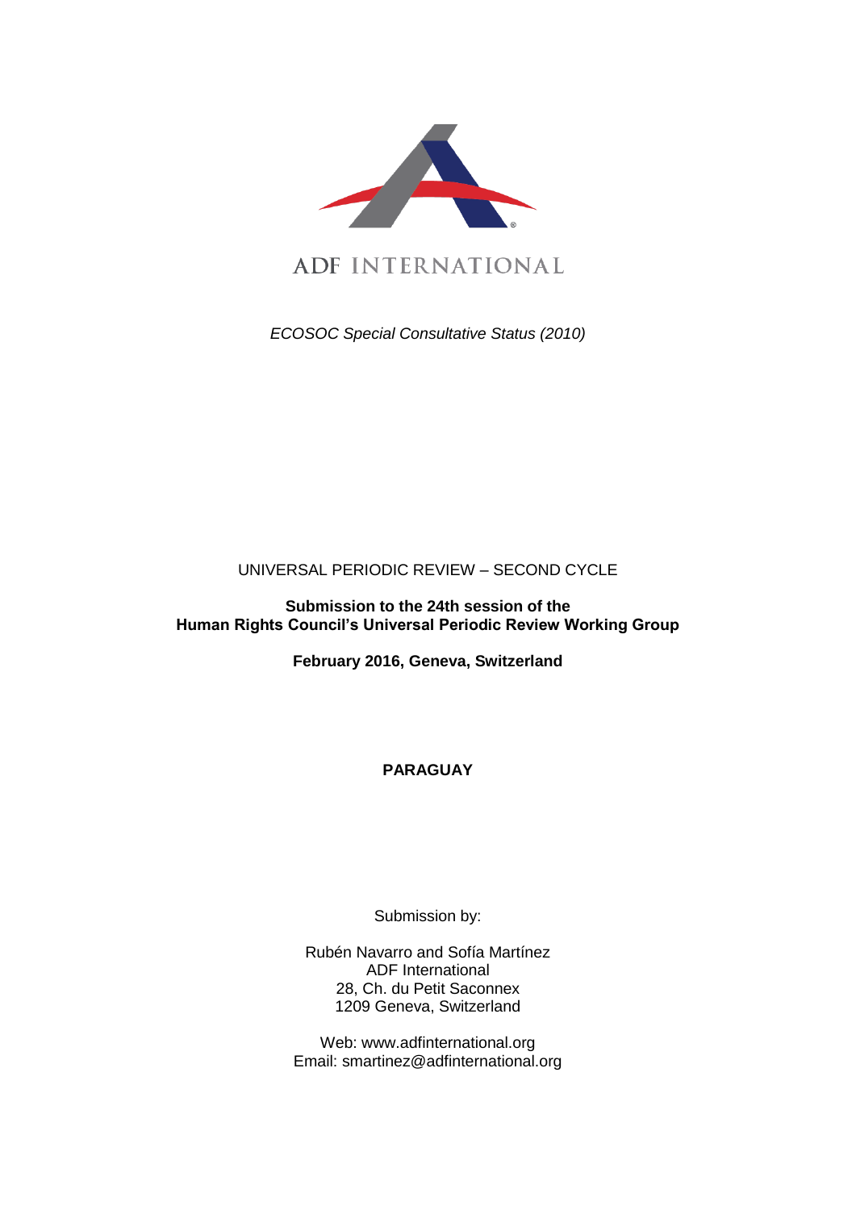ADF INTERNATIONAL

*ECOSOC Special Consultative Status (2010)*

UNIVERSAL PERIODIC REVIEW – SECOND CYCLE

**Submission to the 24th session of the Human Rights Council's Universal Periodic Review Working Group**

**February 2016, Geneva, Switzerland**

**PARAGUAY**

Submission by:

Rubén Navarro and Sofía Martínez
ADF International
28, Ch. du Petit Saconnex
1209 Geneva, Switzerland

Web: www.adfinternational.org
Email: smartinez@adfinternational.org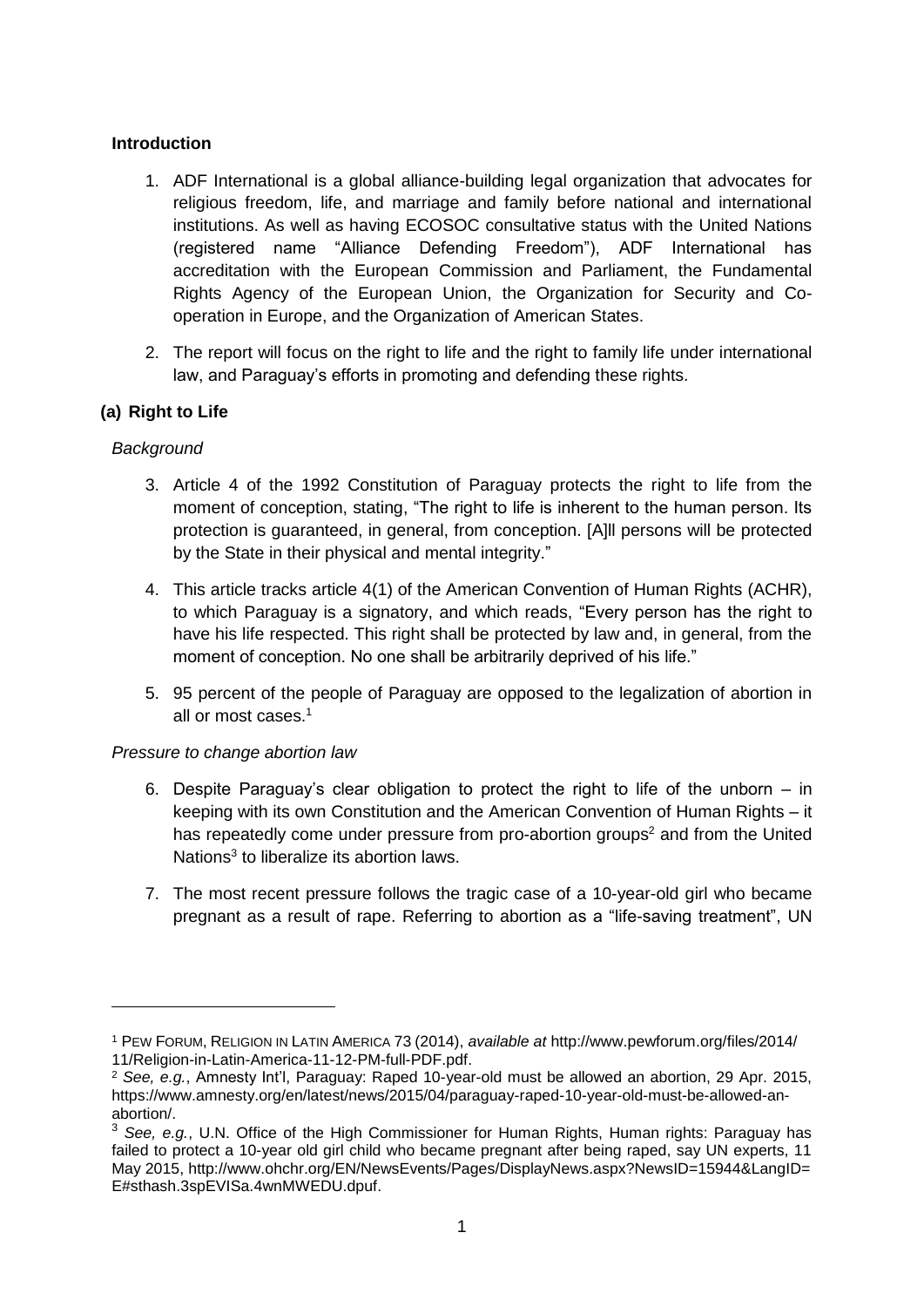**Introduction**

1. ADF International is a global alliance-building legal organization that advocates for religious freedom, life, and marriage and family before national and international institutions. As well as having ECOSOC consultative status with the United Nations (registered name "Alliance Defending Freedom"), ADF International has accreditation with the European Commission and Parliament, the Fundamental Rights Agency of the European Union, the Organization for Security and Co-operation in Europe, and the Organization of American States.

2. The report will focus on the right to life and the right to family life under international law, and Paraguay's efforts in promoting and defending these rights.

**(a) Right to Life**

*Background*

3. Article 4 of the 1992 Constitution of Paraguay protects the right to life from the moment of conception, stating, "The right to life is inherent to the human person. Its protection is guaranteed, in general, from conception. [A]ll persons will be protected by the State in their physical and mental integrity."

4. This article tracks article 4(1) of the American Convention of Human Rights (ACHR), to which Paraguay is a signatory, and which reads, "Every person has the right to have his life respected. This right shall be protected by law and, in general, from the moment of conception. No one shall be arbitrarily deprived of his life."

5. 95 percent of the people of Paraguay are opposed to the legalization of abortion in all or most cases.[1]

*Pressure to change abortion law*

6. Despite Paraguay's clear obligation to protect the right to life of the unborn – in keeping with its own Constitution and the American Convention of Human Rights – it has repeatedly come under pressure from pro-abortion groups[2] and from the United Nations[3] to liberalize its abortion laws.

7. The most recent pressure follows the tragic case of a 10-year-old girl who became pregnant as a result of rape. Referring to abortion as a "life-saving treatment", UN

---

[1] PEW FORUM, RELIGION IN LATIN AMERICA 73 (2014), *available at* http://www.pewforum.org/files/2014/11/Religion-in-Latin-America-11-12-PM-full-PDF.pdf.

[2] *See, e.g.*, Amnesty Int'l, Paraguay: Raped 10-year-old must be allowed an abortion, 29 Apr. 2015, https://www.amnesty.org/en/latest/news/2015/04/paraguay-raped-10-year-old-must-be-allowed-an-abortion/.

[3] *See, e.g.*, U.N. Office of the High Commissioner for Human Rights, Human rights: Paraguay has failed to protect a 10-year old girl child who became pregnant after being raped, say UN experts, 11 May 2015, http://www.ohchr.org/EN/NewsEvents/Pages/DisplayNews.aspx?NewsID=15944&LangID=E#sthash.3spEVISa.4wnMWEDU.dpuf.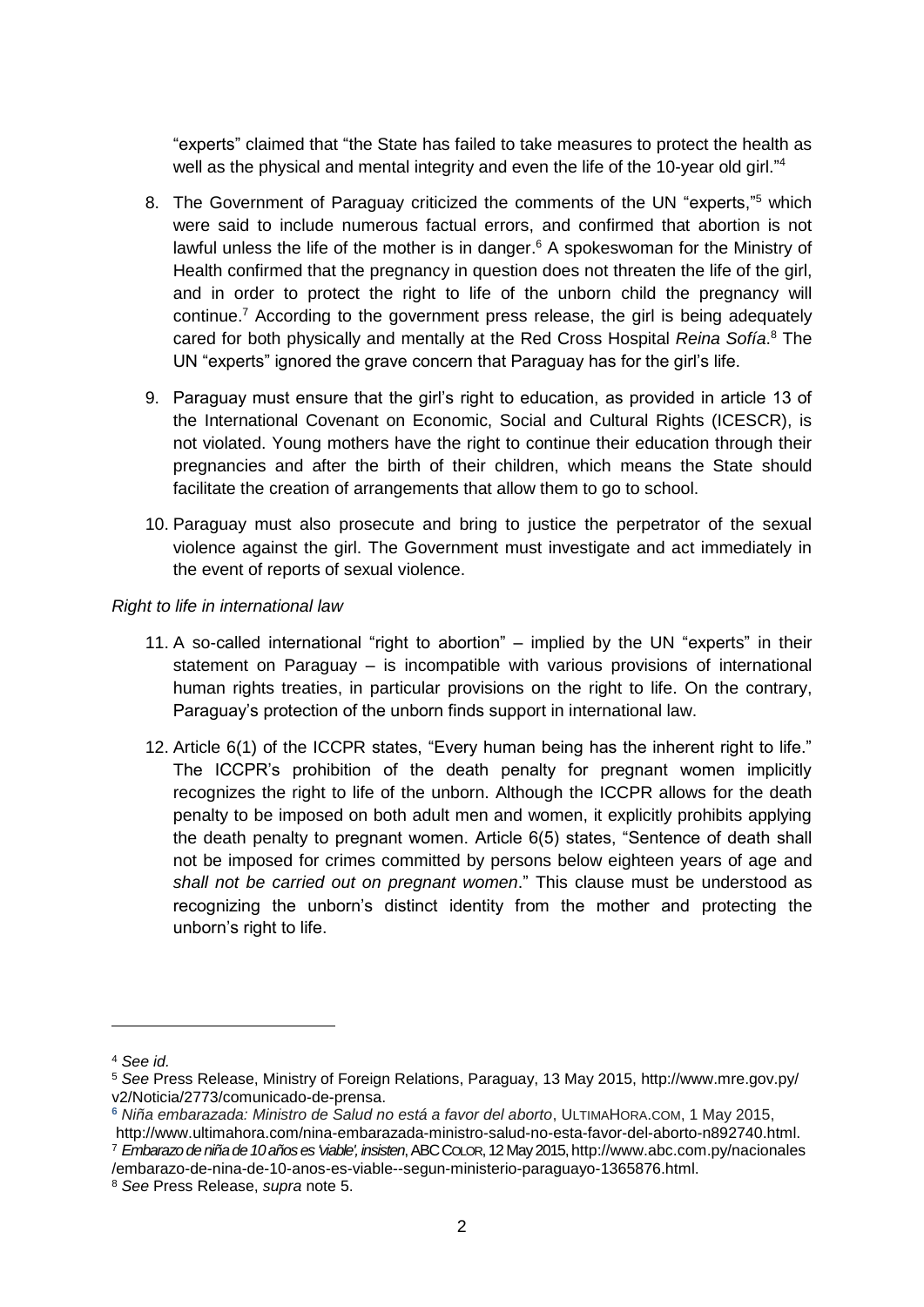"experts" claimed that "the State has failed to take measures to protect the health as well as the physical and mental integrity and even the life of the 10-year old girl."[4]

8. The Government of Paraguay criticized the comments of the UN "experts,"[5] which were said to include numerous factual errors, and confirmed that abortion is not lawful unless the life of the mother is in danger.[6] A spokeswoman for the Ministry of Health confirmed that the pregnancy in question does not threaten the life of the girl, and in order to protect the right to life of the unborn child the pregnancy will continue.[7] According to the government press release, the girl is being adequately cared for both physically and mentally at the Red Cross Hospital *Reina Sofía*.[8] The UN "experts" ignored the grave concern that Paraguay has for the girl's life.

9. Paraguay must ensure that the girl's right to education, as provided in article 13 of the International Covenant on Economic, Social and Cultural Rights (ICESCR), is not violated. Young mothers have the right to continue their education through their pregnancies and after the birth of their children, which means the State should facilitate the creation of arrangements that allow them to go to school.

10. Paraguay must also prosecute and bring to justice the perpetrator of the sexual violence against the girl. The Government must investigate and act immediately in the event of reports of sexual violence.

*Right to life in international law*

11. A so-called international "right to abortion" – implied by the UN "experts" in their statement on Paraguay – is incompatible with various provisions of international human rights treaties, in particular provisions on the right to life. On the contrary, Paraguay's protection of the unborn finds support in international law.

12. Article 6(1) of the ICCPR states, "Every human being has the inherent right to life." The ICCPR's prohibition of the death penalty for pregnant women implicitly recognizes the right to life of the unborn. Although the ICCPR allows for the death penalty to be imposed on both adult men and women, it explicitly prohibits applying the death penalty to pregnant women. Article 6(5) states, "Sentence of death shall not be imposed for crimes committed by persons below eighteen years of age and *shall not be carried out on pregnant women*." This clause must be understood as recognizing the unborn's distinct identity from the mother and protecting the unborn's right to life.

---

[4] *See id.*

[5] *See* Press Release, Ministry of Foreign Relations, Paraguay, 13 May 2015, http://www.mre.gov.py/v2/Noticia/2773/comunicado-de-prensa.

[6] *Niña embarazada: Ministro de Salud no está a favor del aborto*, ULTIMAHORA.COM, 1 May 2015, http://www.ultimahora.com/nina-embarazada-ministro-salud-no-esta-favor-del-aborto-n892740.html.

[7] *Embarazo de niña de 10 años es 'viable', insisten*, ABC COLOR, 12 May 2015, http://www.abc.com.py/nacionales/embarazo-de-nina-de-10-anos-es-viable--segun-ministerio-paraguayo-1365876.html.

[8] *See* Press Release, *supra* note 5.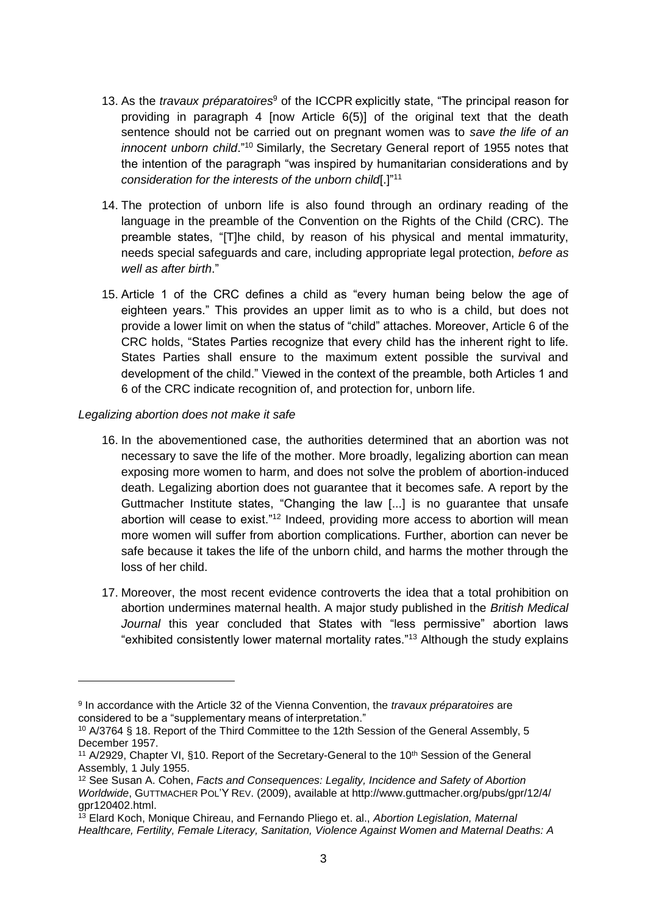13. As the *travaux préparatoires*[9] of the ICCPR explicitly state, "The principal reason for providing in paragraph 4 [now Article 6(5)] of the original text that the death sentence should not be carried out on pregnant women was to *save the life of an innocent unborn child*."[10] Similarly, the Secretary General report of 1955 notes that the intention of the paragraph "was inspired by humanitarian considerations and by *consideration for the interests of the unborn child*[.]"[11]

14. The protection of unborn life is also found through an ordinary reading of the language in the preamble of the Convention on the Rights of the Child (CRC). The preamble states, "[T]he child, by reason of his physical and mental immaturity, needs special safeguards and care, including appropriate legal protection, *before as well as after birth*."

15. Article 1 of the CRC defines a child as "every human being below the age of eighteen years." This provides an upper limit as to who is a child, but does not provide a lower limit on when the status of "child" attaches. Moreover, Article 6 of the CRC holds, "States Parties recognize that every child has the inherent right to life. States Parties shall ensure to the maximum extent possible the survival and development of the child." Viewed in the context of the preamble, both Articles 1 and 6 of the CRC indicate recognition of, and protection for, unborn life.

*Legalizing abortion does not make it safe*

16. In the abovementioned case, the authorities determined that an abortion was not necessary to save the life of the mother. More broadly, legalizing abortion can mean exposing more women to harm, and does not solve the problem of abortion-induced death. Legalizing abortion does not guarantee that it becomes safe. A report by the Guttmacher Institute states, "Changing the law [...] is no guarantee that unsafe abortion will cease to exist."[12] Indeed, providing more access to abortion will mean more women will suffer from abortion complications. Further, abortion can never be safe because it takes the life of the unborn child, and harms the mother through the loss of her child.

17. Moreover, the most recent evidence controverts the idea that a total prohibition on abortion undermines maternal health. A major study published in the *British Medical Journal* this year concluded that States with "less permissive" abortion laws "exhibited consistently lower maternal mortality rates."[13] Although the study explains

---

[9] In accordance with the Article 32 of the Vienna Convention, the *travaux préparatoires* are considered to be a "supplementary means of interpretation."

[10] A/3764 § 18. Report of the Third Committee to the 12th Session of the General Assembly, 5 December 1957.

[11] A/2929, Chapter VI, §10. Report of the Secretary-General to the 10th Session of the General Assembly, 1 July 1955.

[12] See Susan A. Cohen, *Facts and Consequences: Legality, Incidence and Safety of Abortion Worldwide*, GUTTMACHER POL'Y REV. (2009), available at http://www.guttmacher.org/pubs/gpr/12/4/gpr120402.html.

[13] Elard Koch, Monique Chireau, and Fernando Pliego et. al., *Abortion Legislation, Maternal Healthcare, Fertility, Female Literacy, Sanitation, Violence Against Women and Maternal Deaths: A*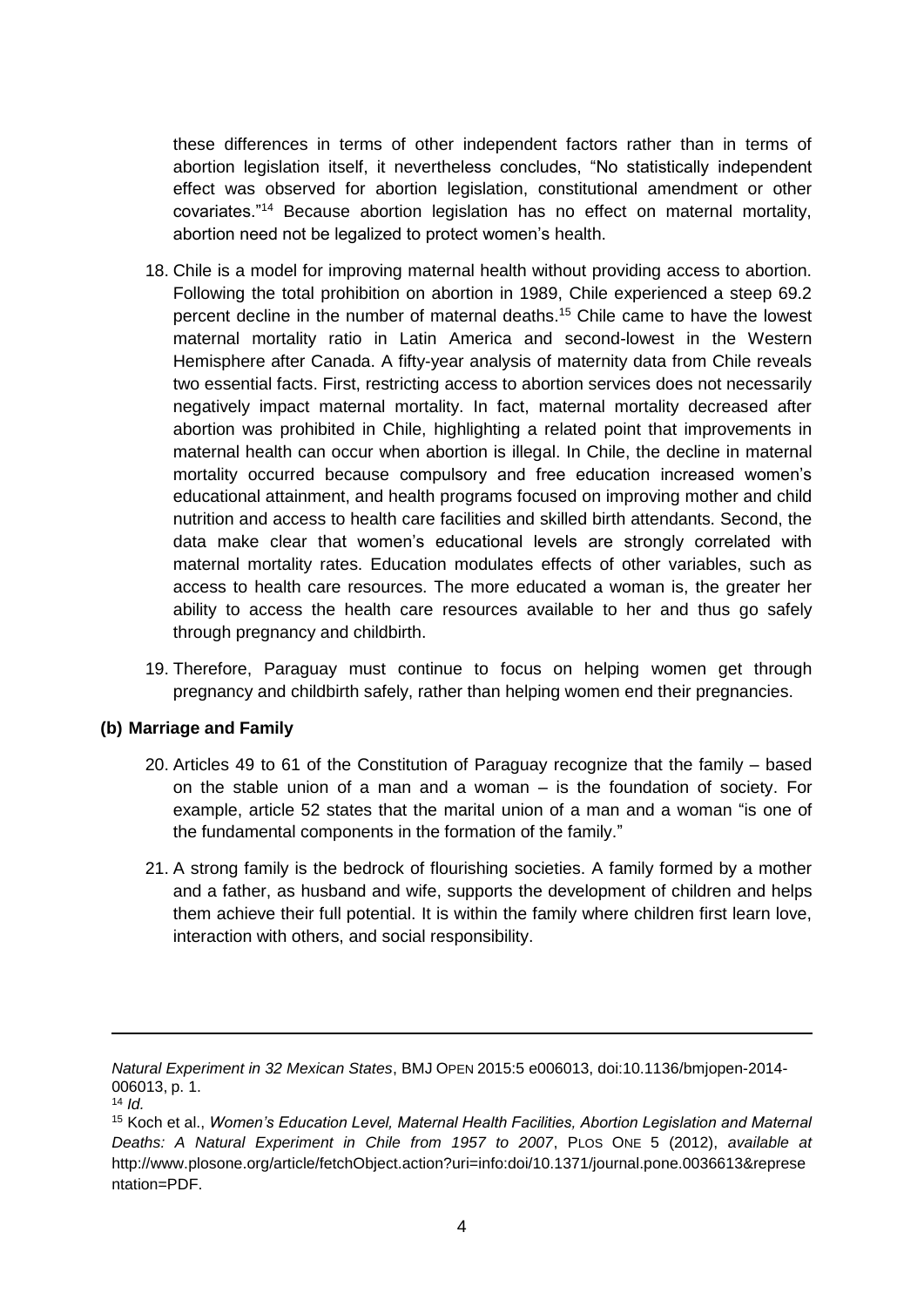these differences in terms of other independent factors rather than in terms of abortion legislation itself, it nevertheless concludes, "No statistically independent effect was observed for abortion legislation, constitutional amendment or other covariates."[14] Because abortion legislation has no effect on maternal mortality, abortion need not be legalized to protect women's health.

18. Chile is a model for improving maternal health without providing access to abortion. Following the total prohibition on abortion in 1989, Chile experienced a steep 69.2 percent decline in the number of maternal deaths.[15] Chile came to have the lowest maternal mortality ratio in Latin America and second-lowest in the Western Hemisphere after Canada. A fifty-year analysis of maternity data from Chile reveals two essential facts. First, restricting access to abortion services does not necessarily negatively impact maternal mortality. In fact, maternal mortality decreased after abortion was prohibited in Chile, highlighting a related point that improvements in maternal health can occur when abortion is illegal. In Chile, the decline in maternal mortality occurred because compulsory and free education increased women's educational attainment, and health programs focused on improving mother and child nutrition and access to health care facilities and skilled birth attendants. Second, the data make clear that women's educational levels are strongly correlated with maternal mortality rates. Education modulates effects of other variables, such as access to health care resources. The more educated a woman is, the greater her ability to access the health care resources available to her and thus go safely through pregnancy and childbirth.

19. Therefore, Paraguay must continue to focus on helping women get through pregnancy and childbirth safely, rather than helping women end their pregnancies.

**(b) Marriage and Family**

20. Articles 49 to 61 of the Constitution of Paraguay recognize that the family – based on the stable union of a man and a woman – is the foundation of society. For example, article 52 states that the marital union of a man and a woman "is one of the fundamental components in the formation of the family."

21. A strong family is the bedrock of flourishing societies. A family formed by a mother and a father, as husband and wife, supports the development of children and helps them achieve their full potential. It is within the family where children first learn love, interaction with others, and social responsibility.

---

*Natural Experiment in 32 Mexican States*, BMJ OPEN 2015:5 e006013, doi:10.1136/bmjopen-2014-006013, p. 1.

[14] *Id.*

[15] Koch et al., *Women's Education Level, Maternal Health Facilities, Abortion Legislation and Maternal Deaths: A Natural Experiment in Chile from 1957 to 2007*, PLOS ONE 5 (2012), *available at* http://www.plosone.org/article/fetchObject.action?uri=info:doi/10.1371/journal.pone.0036613&representation=PDF.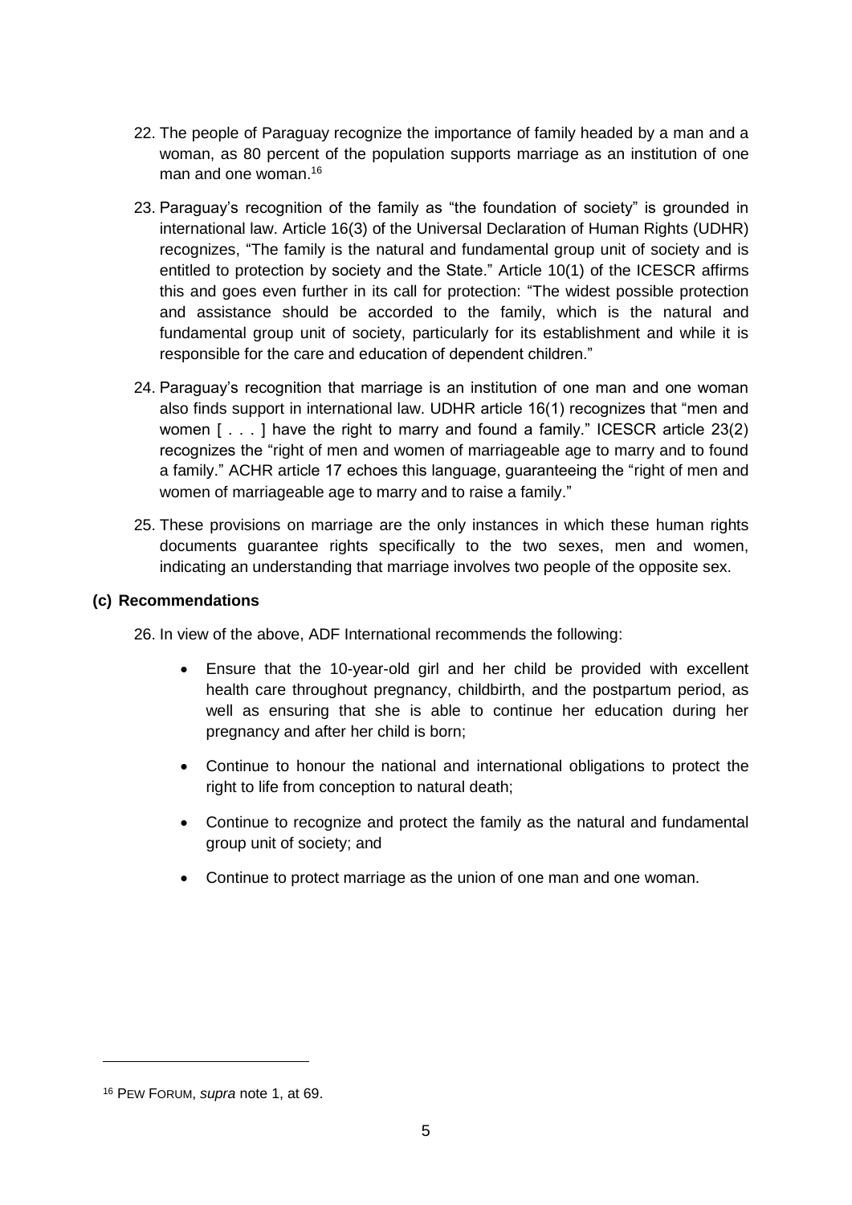22. The people of Paraguay recognize the importance of family headed by a man and a woman, as 80 percent of the population supports marriage as an institution of one man and one woman.[16]

23. Paraguay's recognition of the family as "the foundation of society" is grounded in international law. Article 16(3) of the Universal Declaration of Human Rights (UDHR) recognizes, "The family is the natural and fundamental group unit of society and is entitled to protection by society and the State." Article 10(1) of the ICESCR affirms this and goes even further in its call for protection: "The widest possible protection and assistance should be accorded to the family, which is the natural and fundamental group unit of society, particularly for its establishment and while it is responsible for the care and education of dependent children."

24. Paraguay's recognition that marriage is an institution of one man and one woman also finds support in international law. UDHR article 16(1) recognizes that "men and women [ . . . ] have the right to marry and found a family." ICESCR article 23(2) recognizes the "right of men and women of marriageable age to marry and to found a family." ACHR article 17 echoes this language, guaranteeing the "right of men and women of marriageable age to marry and to raise a family."

25. These provisions on marriage are the only instances in which these human rights documents guarantee rights specifically to the two sexes, men and women, indicating an understanding that marriage involves two people of the opposite sex.

**(c) Recommendations**

26. In view of the above, ADF International recommends the following:

- Ensure that the 10-year-old girl and her child be provided with excellent health care throughout pregnancy, childbirth, and the postpartum period, as well as ensuring that she is able to continue her education during her pregnancy and after her child is born;
- Continue to honour the national and international obligations to protect the right to life from conception to natural death;
- Continue to recognize and protect the family as the natural and fundamental group unit of society; and
- Continue to protect marriage as the union of one man and one woman.

[16] PEW FORUM, *supra* note 1, at 69.